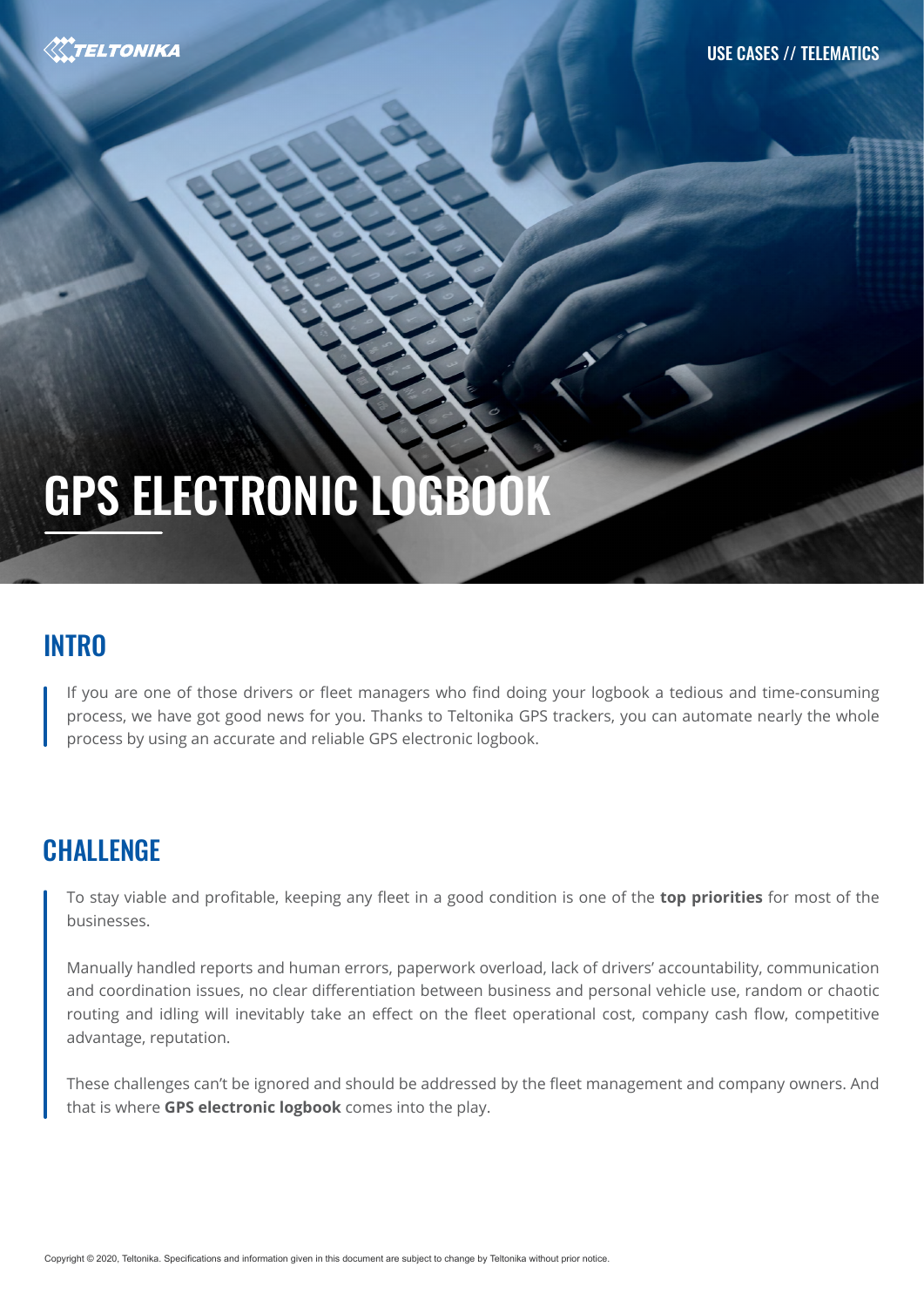# GPS ELECTRONIC LOGBOOK

## INTRO

If you are one of those drivers or fleet managers who find doing your logbook a tedious and time-consuming process, we have got good news for you. Thanks to Teltonika GPS trackers, you can automate nearly the whole process by using an accurate and reliable GPS electronic logbook.

## CHALLENGE

To stay viable and profitable, keeping any fleet in a good condition is one of the **top priorities** for most of the businesses.

Manually handled reports and human errors, paperwork overload, lack of drivers' accountability, communication and coordination issues, no clear differentiation between business and personal vehicle use, random or chaotic routing and idling will inevitably take an effect on the fleet operational cost, company cash flow, competitive advantage, reputation.

These challenges can't be ignored and should be addressed by the fleet management and company owners. And that is where **GPS electronic logbook** comes into the play.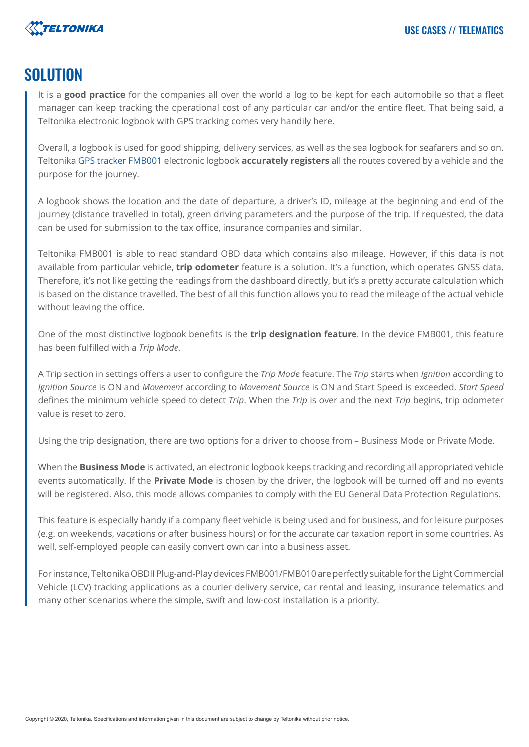## SOLUTION

It is a **good practice** for the companies all over the world a log to be kept for each automobile so that a fleet manager can keep tracking the operational cost of any particular car and/or the entire fleet. That being said, a Teltonika electronic logbook with GPS tracking comes very handily here.

Overall, a logbook is used for good shipping, delivery services, as well as the sea logbook for seafarers and so on. Teltonika GPS tracker FMB001 electronic logbook **accurately registers** all the routes covered by a vehicle and the purpose for the journey.

A logbook shows the location and the date of departure, a driver's ID, mileage at the beginning and end of the journey (distance travelled in total), green driving parameters and the purpose of the trip. If requested, the data can be used for submission to the tax office, insurance companies and similar.

Teltonika FMB001 is able to read standard OBD data which contains also mileage. However, if this data is not available from particular vehicle, **trip odometer** feature is a solution. It's a function, which operates GNSS data. Therefore, it's not like getting the readings from the dashboard directly, but it's a pretty accurate calculation which is based on the distance travelled. The best of all this function allows you to read the mileage of the actual vehicle without leaving the office.

One of the most distinctive logbook benefits is the **trip designation feature**. In the device FMB001, this feature has been fulfilled with a *Trip Mode*.

A Trip section in settings offers a user to configure the *Trip Mode* feature. The *Trip* starts when *Ignition* according to *Ignition Source* is ON and *Movement* according to *Movement Source* is ON and Start Speed is exceeded. *Start Speed* defines the minimum vehicle speed to detect *Trip*. When the *Trip* is over and the next *Trip* begins, trip odometer value is reset to zero.

Using the trip designation, there are two options for a driver to choose from – Business Mode or Private Mode.

When the **Business Mode** is activated, an electronic logbook keeps tracking and recording all appropriated vehicle events automatically. If the **Private Mode** is chosen by the driver, the logbook will be turned off and no events will be registered. Also, this mode allows companies to comply with the EU General Data Protection Regulations.

This feature is especially handy if a company fleet vehicle is being used and for business, and for leisure purposes (e.g. on weekends, vacations or after business hours) or for the accurate car taxation report in some countries. As well, self-employed people can easily convert own car into a business asset.

For instance, Teltonika OBDII Plug-and-Play devices FMB001/FMB010 are perfectly suitable for the Light Commercial Vehicle (LCV) tracking applications as a courier delivery service, car rental and leasing, insurance telematics and many other scenarios where the simple, swift and low-cost installation is a priority.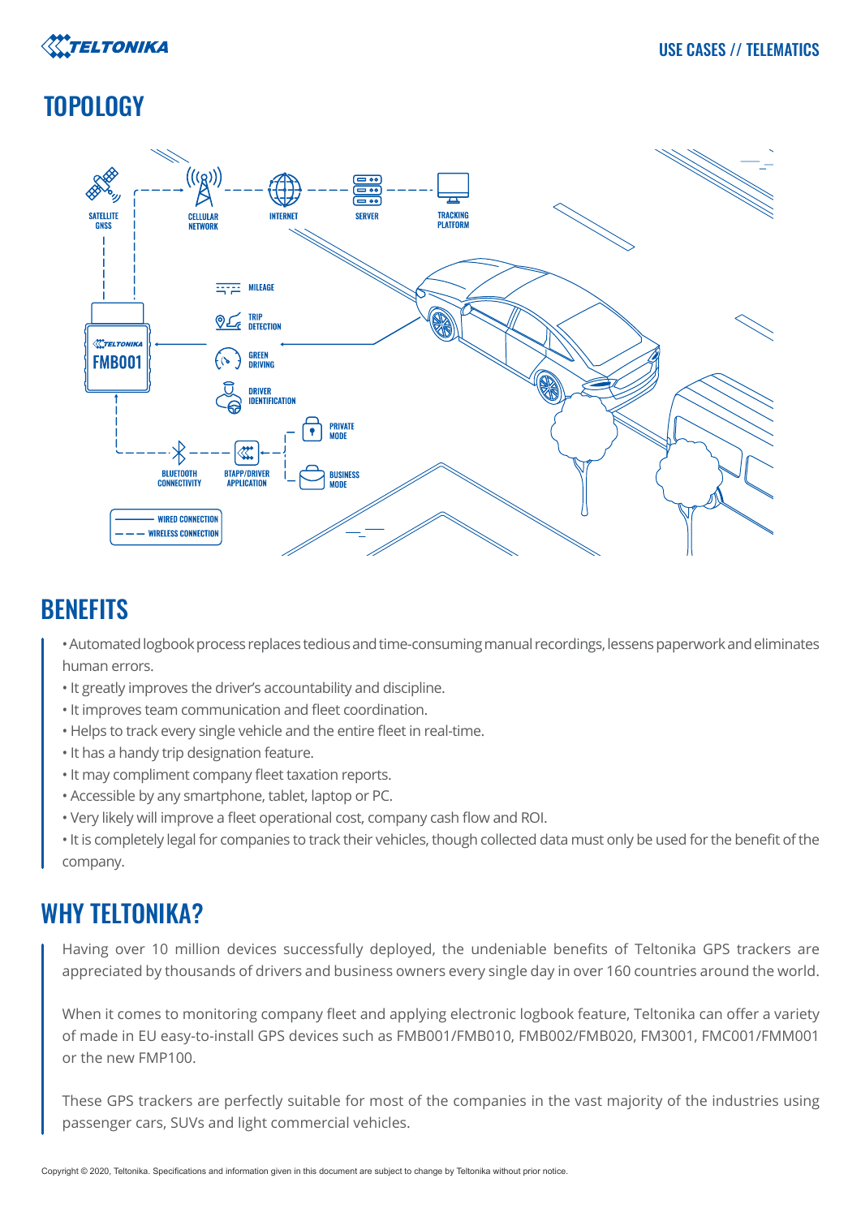## TOPOLOGY

SATELLITE GNSS

CELLULAR NETWORK

INTERNET

SERVER

TRACKING PLATFORM

FMB001

MILEAGE

TRIP DETECTION

GREEN DRIVING

DRIVER IDENTIFICATION

PRIVATE MODE

BUSINESS MODE

BLUETOOTH CONNECTIVITY

BTAPP/DRIVER APPLICATION

WIRED CONNECTION

WIRELESS CONNECTION

## BENEFITS

- Automated logbook process replaces tedious and time-consuming manual recordings, lessens paperwork and eliminates human errors.
- It greatly improves the driver's accountability and discipline.
- It improves team communication and fleet coordination.
- Helps to track every single vehicle and the entire fleet in real-time.
- It has a handy trip designation feature.
- It may compliment company fleet taxation reports.
- Accessible by any smartphone, tablet, laptop or PC.
- Very likely will improve a fleet operational cost, company cash flow and ROI.
- It is completely legal for companies to track their vehicles, though collected data must only be used for the benefit of the company.

## WHY TELTONIKA?

Having over 10 million devices successfully deployed, the undeniable benefits of Teltonika GPS trackers are appreciated by thousands of drivers and business owners every single day in over 160 countries around the world.

When it comes to monitoring company fleet and applying electronic logbook feature, Teltonika can offer a variety of made in EU easy-to-install GPS devices such as FMB001/FMB010, FMB002/FMB020, FM3001, FMC001/FMM001 or the new FMP100.

These GPS trackers are perfectly suitable for most of the companies in the vast majority of the industries using passenger cars, SUVs and light commercial vehicles.

Copyright © 2020, Teltonika. Specifications and information given in this document are subject to change by Teltonika without prior notice.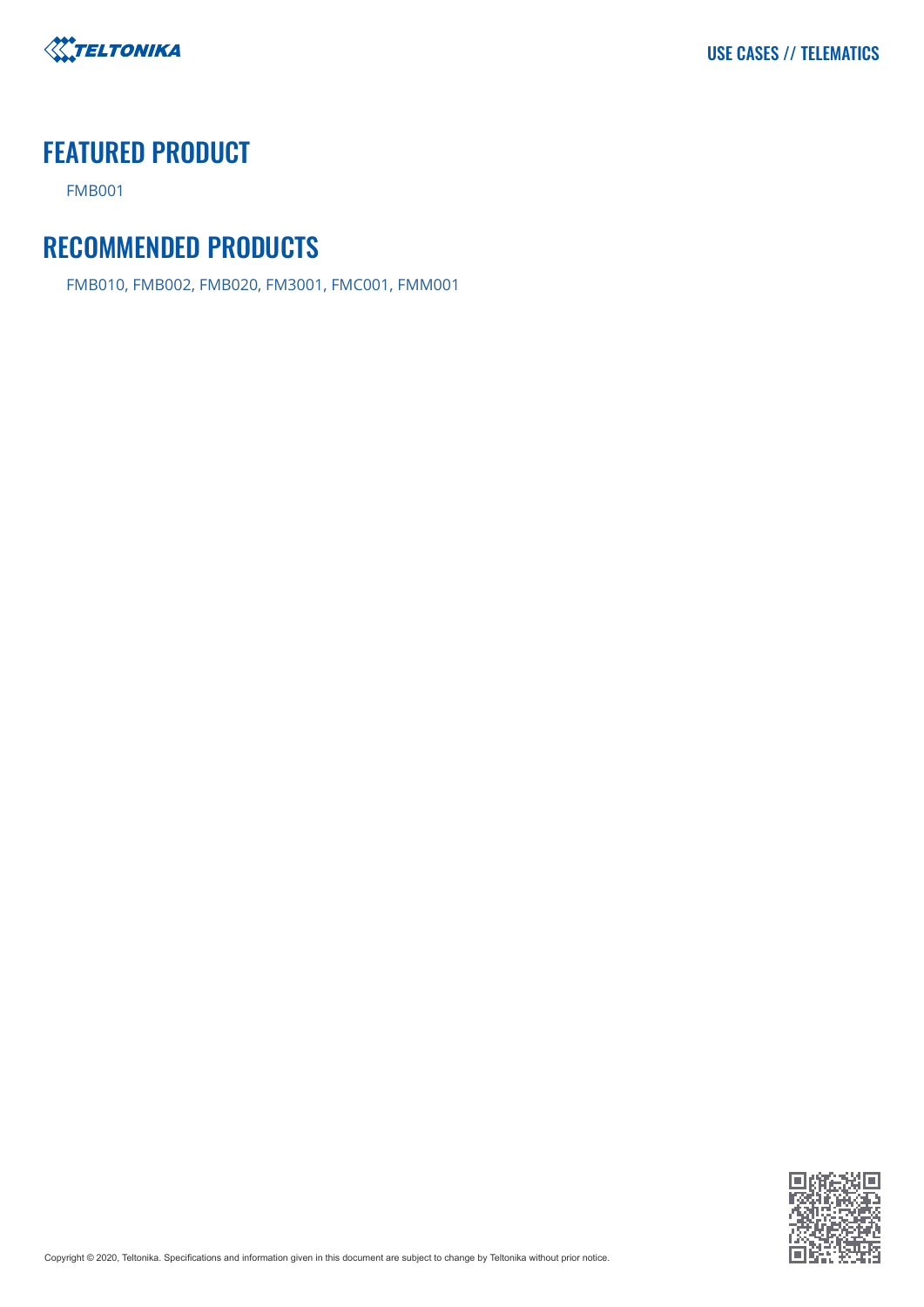## FEATURED PRODUCT

FMB001

## RECOMMENDED PRODUCTS

FMB010, FMB002, FMB020, FM3001, FMC001, FMM001